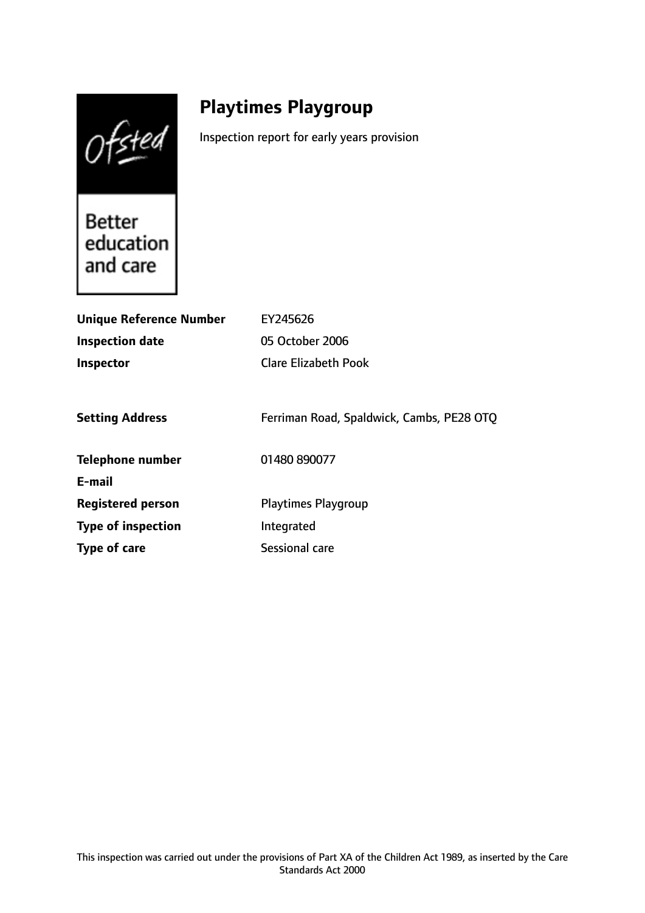# Playtimes Playgroup

Inspection report for early years provision

| | |
|---|---|
| **Unique Reference Number** | EY245626 |
| **Inspection date** | 05 October 2006 |
| **Inspector** | Clare Elizabeth Pook |
| | |
| **Setting Address** | Ferriman Road, Spaldwick, Cambs, PE28 OTQ |
| | |
| **Telephone number** | 01480 890077 |
| **E-mail** | |
| **Registered person** | Playtimes Playgroup |
| **Type of inspection** | Integrated |
| **Type of care** | Sessional care |

This inspection was carried out under the provisions of Part XA of the Children Act 1989, as inserted by the Care Standards Act 2000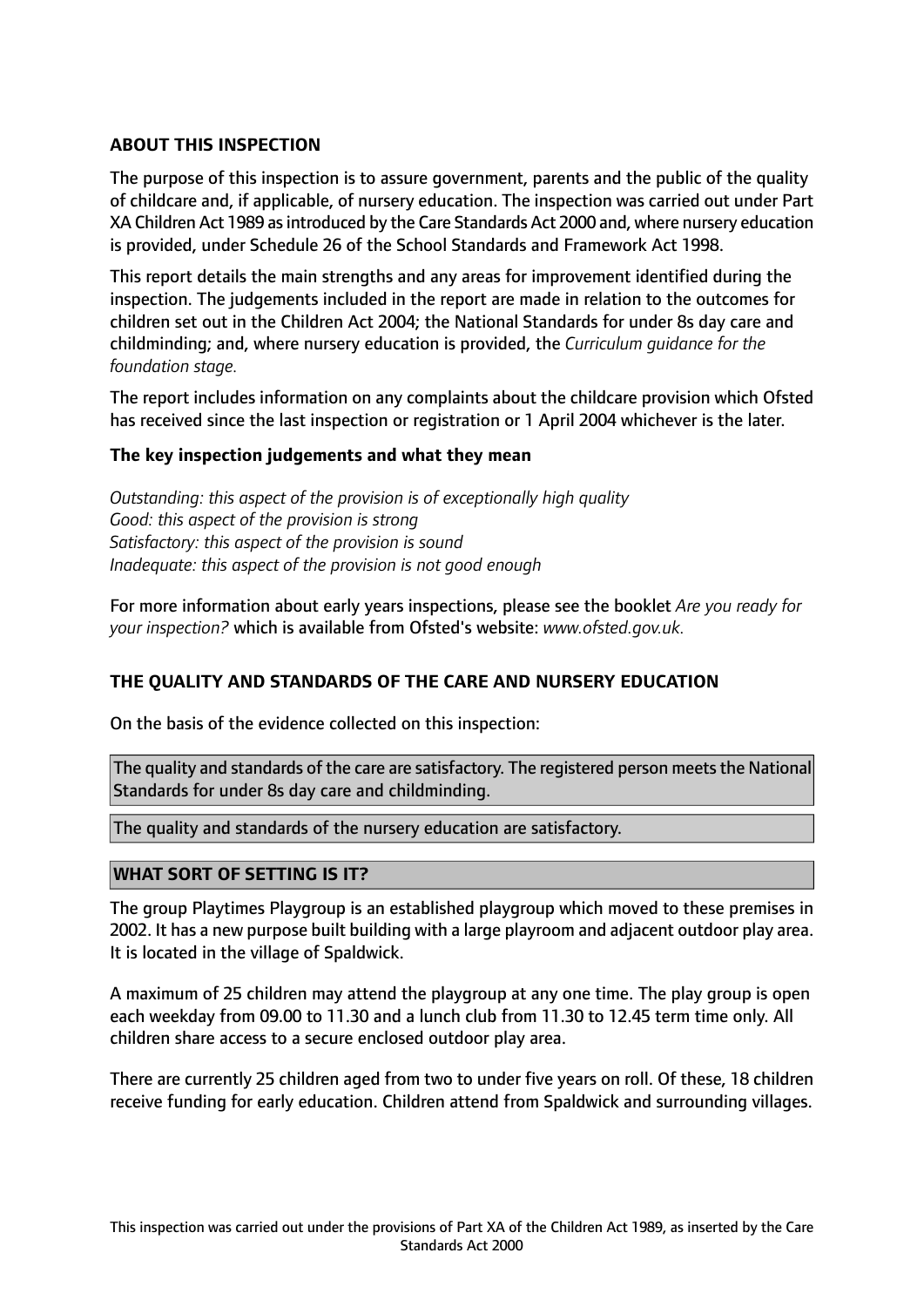**ABOUT THIS INSPECTION**

The purpose of this inspection is to assure government, parents and the public of the quality of childcare and, if applicable, of nursery education. The inspection was carried out under Part XA Children Act 1989 as introduced by the Care Standards Act 2000 and, where nursery education is provided, under Schedule 26 of the School Standards and Framework Act 1998.

This report details the main strengths and any areas for improvement identified during the inspection. The judgements included in the report are made in relation to the outcomes for children set out in the Children Act 2004; the National Standards for under 8s day care and childminding; and, where nursery education is provided, the *Curriculum guidance for the foundation stage.*

The report includes information on any complaints about the childcare provision which Ofsted has received since the last inspection or registration or 1 April 2004 whichever is the later.

**The key inspection judgements and what they mean**

*Outstanding: this aspect of the provision is of exceptionally high quality*
*Good: this aspect of the provision is strong*
*Satisfactory: this aspect of the provision is sound*
*Inadequate: this aspect of the provision is not good enough*

For more information about early years inspections, please see the booklet *Are you ready for your inspection?* which is available from Ofsted's website: *www.ofsted.gov.uk.*

**THE QUALITY AND STANDARDS OF THE CARE AND NURSERY EDUCATION**

On the basis of the evidence collected on this inspection:

The quality and standards of the care are satisfactory. The registered person meets the National Standards for under 8s day care and childminding.

The quality and standards of the nursery education are satisfactory.

**WHAT SORT OF SETTING IS IT?**

The group Playtimes Playgroup is an established playgroup which moved to these premises in 2002. It has a new purpose built building with a large playroom and adjacent outdoor play area. It is located in the village of Spaldwick.

A maximum of 25 children may attend the playgroup at any one time. The play group is open each weekday from 09.00 to 11.30 and a lunch club from 11.30 to 12.45 term time only. All children share access to a secure enclosed outdoor play area.

There are currently 25 children aged from two to under five years on roll. Of these, 18 children receive funding for early education. Children attend from Spaldwick and surrounding villages.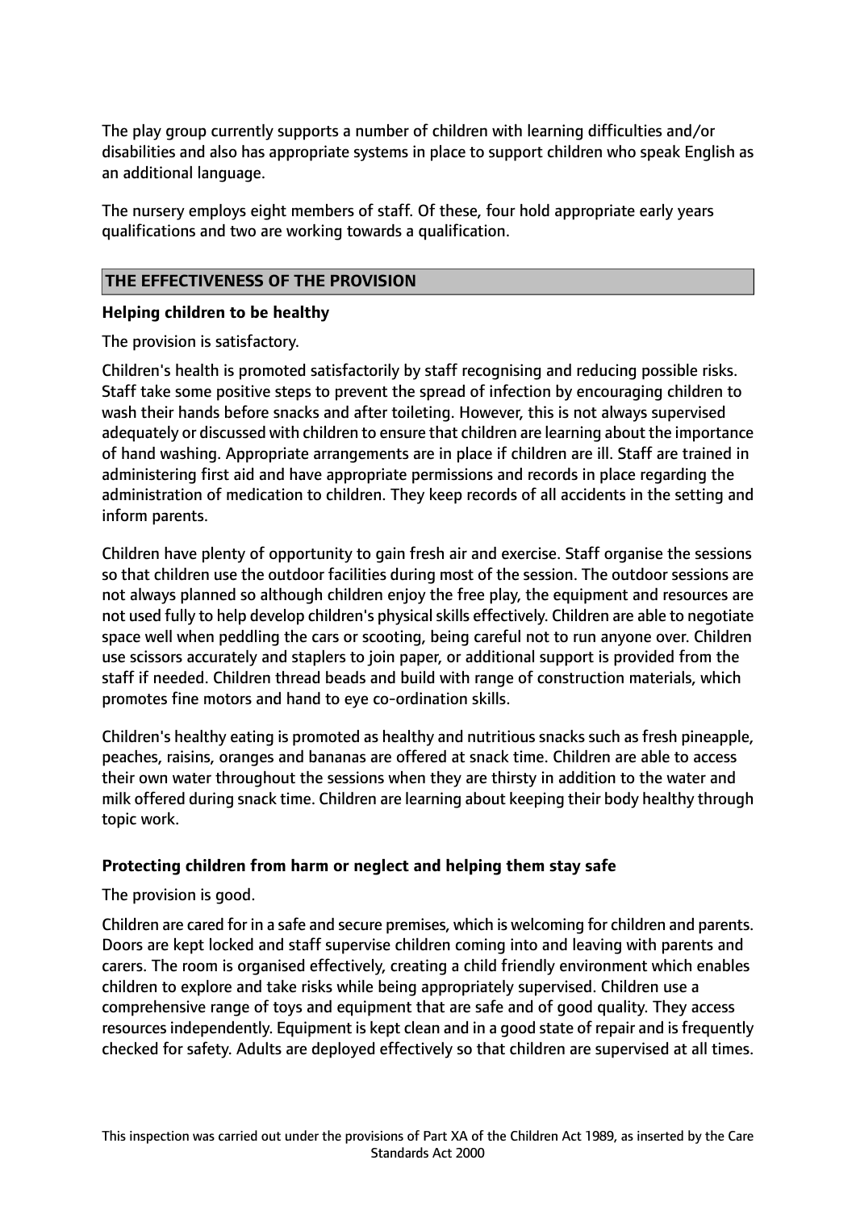The play group currently supports a number of children with learning difficulties and/or disabilities and also has appropriate systems in place to support children who speak English as an additional language.

The nursery employs eight members of staff. Of these, four hold appropriate early years qualifications and two are working towards a qualification.

## THE EFFECTIVENESS OF THE PROVISION

### Helping children to be healthy

The provision is satisfactory.

Children's health is promoted satisfactorily by staff recognising and reducing possible risks. Staff take some positive steps to prevent the spread of infection by encouraging children to wash their hands before snacks and after toileting. However, this is not always supervised adequately or discussed with children to ensure that children are learning about the importance of hand washing. Appropriate arrangements are in place if children are ill. Staff are trained in administering first aid and have appropriate permissions and records in place regarding the administration of medication to children. They keep records of all accidents in the setting and inform parents.

Children have plenty of opportunity to gain fresh air and exercise. Staff organise the sessions so that children use the outdoor facilities during most of the session. The outdoor sessions are not always planned so although children enjoy the free play, the equipment and resources are not used fully to help develop children's physical skills effectively. Children are able to negotiate space well when peddling the cars or scooting, being careful not to run anyone over. Children use scissors accurately and staplers to join paper, or additional support is provided from the staff if needed. Children thread beads and build with range of construction materials, which promotes fine motors and hand to eye co-ordination skills.

Children's healthy eating is promoted as healthy and nutritious snacks such as fresh pineapple, peaches, raisins, oranges and bananas are offered at snack time. Children are able to access their own water throughout the sessions when they are thirsty in addition to the water and milk offered during snack time. Children are learning about keeping their body healthy through topic work.

### Protecting children from harm or neglect and helping them stay safe

The provision is good.

Children are cared for in a safe and secure premises, which is welcoming for children and parents. Doors are kept locked and staff supervise children coming into and leaving with parents and carers. The room is organised effectively, creating a child friendly environment which enables children to explore and take risks while being appropriately supervised. Children use a comprehensive range of toys and equipment that are safe and of good quality. They access resources independently. Equipment is kept clean and in a good state of repair and is frequently checked for safety. Adults are deployed effectively so that children are supervised at all times.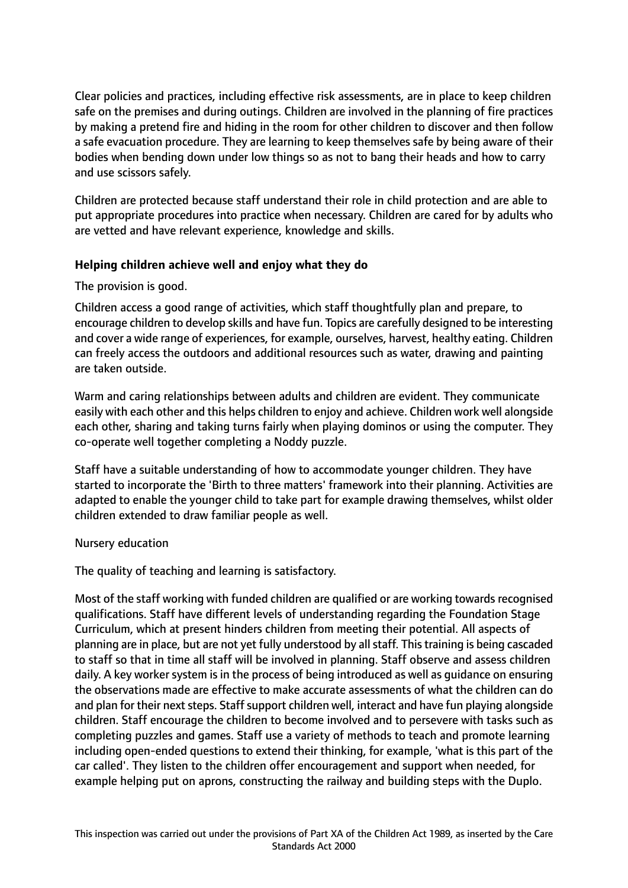Clear policies and practices, including effective risk assessments, are in place to keep children safe on the premises and during outings. Children are involved in the planning of fire practices by making a pretend fire and hiding in the room for other children to discover and then follow a safe evacuation procedure. They are learning to keep themselves safe by being aware of their bodies when bending down under low things so as not to bang their heads and how to carry and use scissors safely.

Children are protected because staff understand their role in child protection and are able to put appropriate procedures into practice when necessary. Children are cared for by adults who are vetted and have relevant experience, knowledge and skills.

**Helping children achieve well and enjoy what they do**

The provision is good.

Children access a good range of activities, which staff thoughtfully plan and prepare, to encourage children to develop skills and have fun. Topics are carefully designed to be interesting and cover a wide range of experiences, for example, ourselves, harvest, healthy eating. Children can freely access the outdoors and additional resources such as water, drawing and painting are taken outside.

Warm and caring relationships between adults and children are evident. They communicate easily with each other and this helps children to enjoy and achieve. Children work well alongside each other, sharing and taking turns fairly when playing dominos or using the computer. They co-operate well together completing a Noddy puzzle.

Staff have a suitable understanding of how to accommodate younger children. They have started to incorporate the 'Birth to three matters' framework into their planning. Activities are adapted to enable the younger child to take part for example drawing themselves, whilst older children extended to draw familiar people as well.

Nursery education

The quality of teaching and learning is satisfactory.

Most of the staff working with funded children are qualified or are working towards recognised qualifications. Staff have different levels of understanding regarding the Foundation Stage Curriculum, which at present hinders children from meeting their potential. All aspects of planning are in place, but are not yet fully understood by all staff. This training is being cascaded to staff so that in time all staff will be involved in planning. Staff observe and assess children daily. A key worker system is in the process of being introduced as well as guidance on ensuring the observations made are effective to make accurate assessments of what the children can do and plan for their next steps. Staff support children well, interact and have fun playing alongside children. Staff encourage the children to become involved and to persevere with tasks such as completing puzzles and games. Staff use a variety of methods to teach and promote learning including open-ended questions to extend their thinking, for example, 'what is this part of the car called'. They listen to the children offer encouragement and support when needed, for example helping put on aprons, constructing the railway and building steps with the Duplo.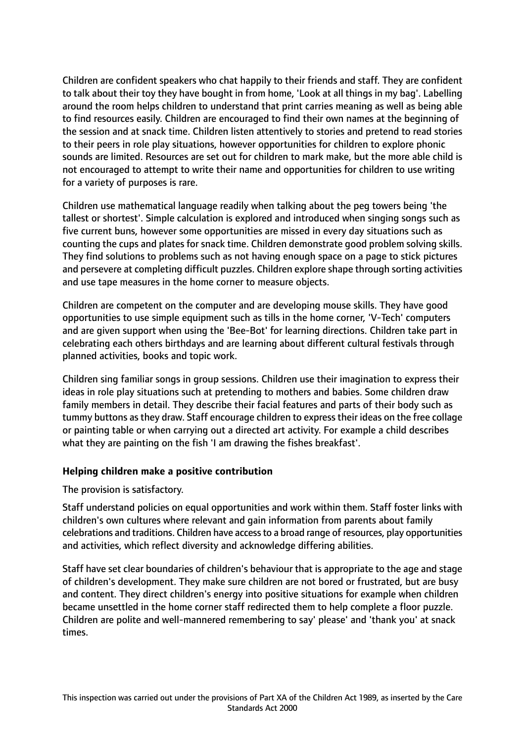Children are confident speakers who chat happily to their friends and staff. They are confident to talk about their toy they have bought in from home, 'Look at all things in my bag'. Labelling around the room helps children to understand that print carries meaning as well as being able to find resources easily. Children are encouraged to find their own names at the beginning of the session and at snack time. Children listen attentively to stories and pretend to read stories to their peers in role play situations, however opportunities for children to explore phonic sounds are limited. Resources are set out for children to mark make, but the more able child is not encouraged to attempt to write their name and opportunities for children to use writing for a variety of purposes is rare.

Children use mathematical language readily when talking about the peg towers being 'the tallest or shortest'. Simple calculation is explored and introduced when singing songs such as five current buns, however some opportunities are missed in every day situations such as counting the cups and plates for snack time. Children demonstrate good problem solving skills. They find solutions to problems such as not having enough space on a page to stick pictures and persevere at completing difficult puzzles. Children explore shape through sorting activities and use tape measures in the home corner to measure objects.

Children are competent on the computer and are developing mouse skills. They have good opportunities to use simple equipment such as tills in the home corner, 'V-Tech' computers and are given support when using the 'Bee-Bot' for learning directions. Children take part in celebrating each others birthdays and are learning about different cultural festivals through planned activities, books and topic work.

Children sing familiar songs in group sessions. Children use their imagination to express their ideas in role play situations such at pretending to mothers and babies. Some children draw family members in detail. They describe their facial features and parts of their body such as tummy buttons as they draw. Staff encourage children to express their ideas on the free collage or painting table or when carrying out a directed art activity. For example a child describes what they are painting on the fish 'I am drawing the fishes breakfast'.

**Helping children make a positive contribution**

The provision is satisfactory.

Staff understand policies on equal opportunities and work within them. Staff foster links with children's own cultures where relevant and gain information from parents about family celebrations and traditions. Children have access to a broad range of resources, play opportunities and activities, which reflect diversity and acknowledge differing abilities.

Staff have set clear boundaries of children's behaviour that is appropriate to the age and stage of children's development. They make sure children are not bored or frustrated, but are busy and content. They direct children's energy into positive situations for example when children became unsettled in the home corner staff redirected them to help complete a floor puzzle. Children are polite and well-mannered remembering to say' please' and 'thank you' at snack times.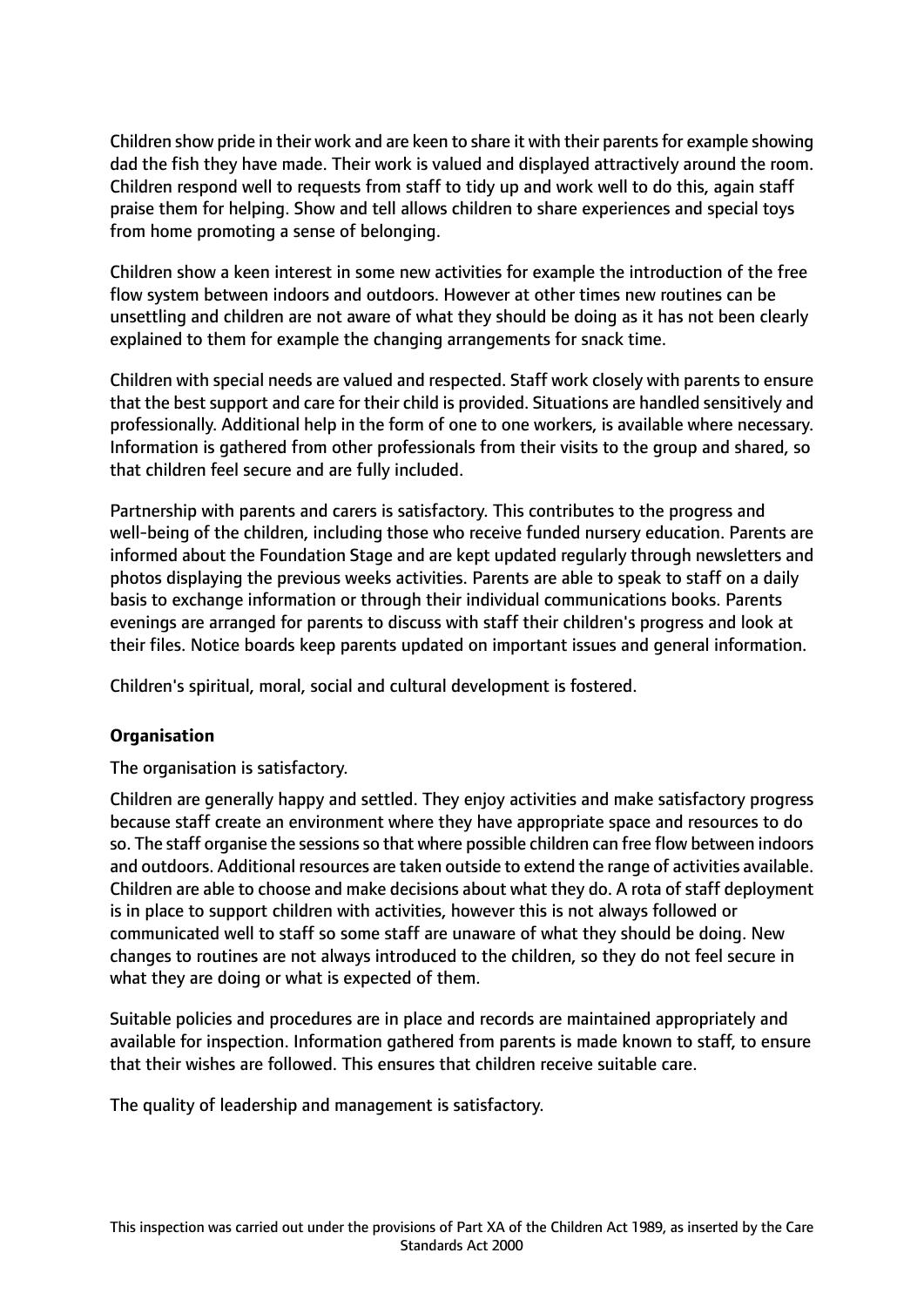Children show pride in their work and are keen to share it with their parents for example showing dad the fish they have made. Their work is valued and displayed attractively around the room. Children respond well to requests from staff to tidy up and work well to do this, again staff praise them for helping. Show and tell allows children to share experiences and special toys from home promoting a sense of belonging.

Children show a keen interest in some new activities for example the introduction of the free flow system between indoors and outdoors. However at other times new routines can be unsettling and children are not aware of what they should be doing as it has not been clearly explained to them for example the changing arrangements for snack time.

Children with special needs are valued and respected. Staff work closely with parents to ensure that the best support and care for their child is provided. Situations are handled sensitively and professionally. Additional help in the form of one to one workers, is available where necessary. Information is gathered from other professionals from their visits to the group and shared, so that children feel secure and are fully included.

Partnership with parents and carers is satisfactory. This contributes to the progress and well-being of the children, including those who receive funded nursery education. Parents are informed about the Foundation Stage and are kept updated regularly through newsletters and photos displaying the previous weeks activities. Parents are able to speak to staff on a daily basis to exchange information or through their individual communications books. Parents evenings are arranged for parents to discuss with staff their children's progress and look at their files. Notice boards keep parents updated on important issues and general information.

Children's spiritual, moral, social and cultural development is fostered.

**Organisation**

The organisation is satisfactory.

Children are generally happy and settled. They enjoy activities and make satisfactory progress because staff create an environment where they have appropriate space and resources to do so. The staff organise the sessions so that where possible children can free flow between indoors and outdoors. Additional resources are taken outside to extend the range of activities available. Children are able to choose and make decisions about what they do. A rota of staff deployment is in place to support children with activities, however this is not always followed or communicated well to staff so some staff are unaware of what they should be doing. New changes to routines are not always introduced to the children, so they do not feel secure in what they are doing or what is expected of them.

Suitable policies and procedures are in place and records are maintained appropriately and available for inspection. Information gathered from parents is made known to staff, to ensure that their wishes are followed. This ensures that children receive suitable care.

The quality of leadership and management is satisfactory.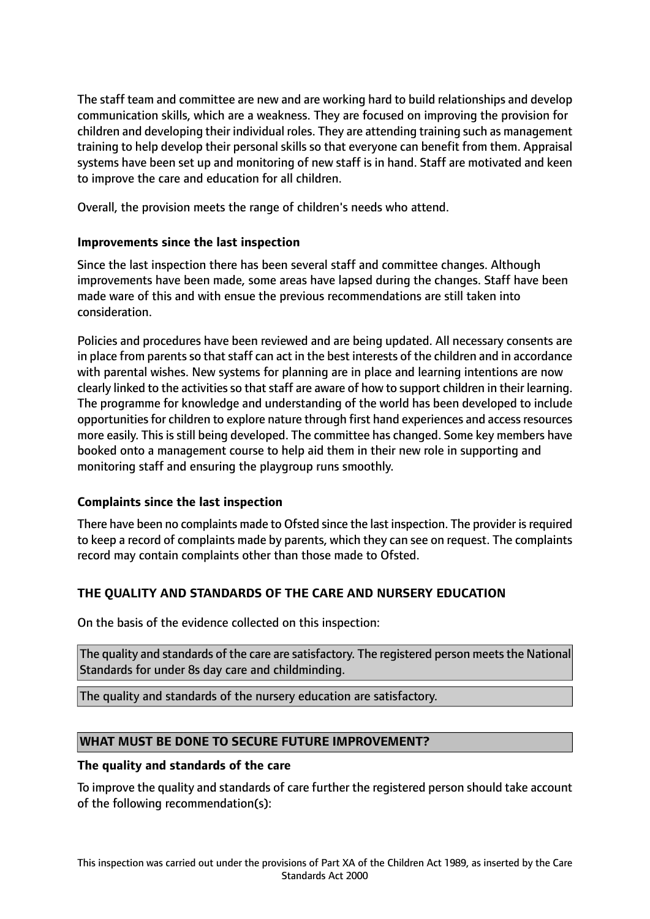The staff team and committee are new and are working hard to build relationships and develop communication skills, which are a weakness. They are focused on improving the provision for children and developing their individual roles. They are attending training such as management training to help develop their personal skills so that everyone can benefit from them. Appraisal systems have been set up and monitoring of new staff is in hand. Staff are motivated and keen to improve the care and education for all children.

Overall, the provision meets the range of children's needs who attend.

**Improvements since the last inspection**

Since the last inspection there has been several staff and committee changes. Although improvements have been made, some areas have lapsed during the changes. Staff have been made ware of this and with ensue the previous recommendations are still taken into consideration.

Policies and procedures have been reviewed and are being updated. All necessary consents are in place from parents so that staff can act in the best interests of the children and in accordance with parental wishes. New systems for planning are in place and learning intentions are now clearly linked to the activities so that staff are aware of how to support children in their learning. The programme for knowledge and understanding of the world has been developed to include opportunities for children to explore nature through first hand experiences and access resources more easily. This is still being developed. The committee has changed. Some key members have booked onto a management course to help aid them in their new role in supporting and monitoring staff and ensuring the playgroup runs smoothly.

**Complaints since the last inspection**

There have been no complaints made to Ofsted since the last inspection. The provider is required to keep a record of complaints made by parents, which they can see on request. The complaints record may contain complaints other than those made to Ofsted.

## THE QUALITY AND STANDARDS OF THE CARE AND NURSERY EDUCATION

On the basis of the evidence collected on this inspection:

The quality and standards of the care are satisfactory. The registered person meets the National Standards for under 8s day care and childminding.

The quality and standards of the nursery education are satisfactory.

## WHAT MUST BE DONE TO SECURE FUTURE IMPROVEMENT?

**The quality and standards of the care**

To improve the quality and standards of care further the registered person should take account of the following recommendation(s):

This inspection was carried out under the provisions of Part XA of the Children Act 1989, as inserted by the Care Standards Act 2000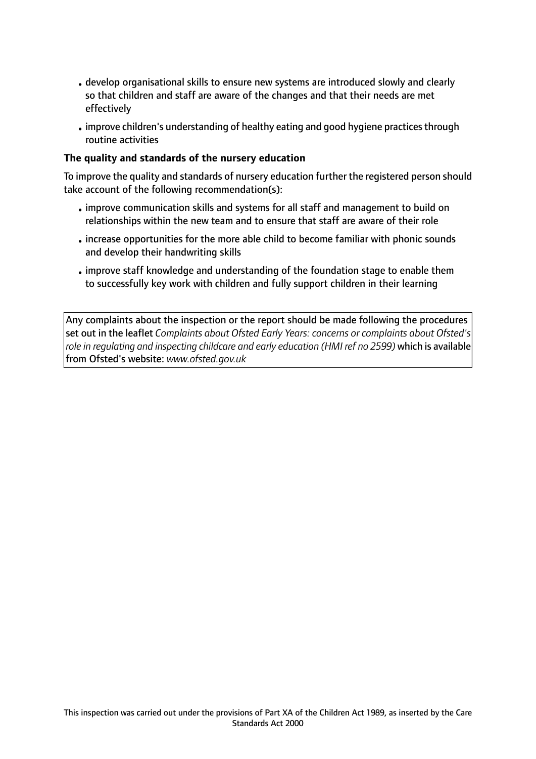- develop organisational skills to ensure new systems are introduced slowly and clearly so that children and staff are aware of the changes and that their needs are met effectively
- improve children's understanding of healthy eating and good hygiene practices through routine activities

**The quality and standards of the nursery education**

To improve the quality and standards of nursery education further the registered person should take account of the following recommendation(s):

- improve communication skills and systems for all staff and management to build on relationships within the new team and to ensure that staff are aware of their role
- increase opportunities for the more able child to become familiar with phonic sounds and develop their handwriting skills
- improve staff knowledge and understanding of the foundation stage to enable them to successfully key work with children and fully support children in their learning

Any complaints about the inspection or the report should be made following the procedures set out in the leaflet *Complaints about Ofsted Early Years: concerns or complaints about Ofsted's role in regulating and inspecting childcare and early education (HMI ref no 2599)* which is available from Ofsted's website: *www.ofsted.gov.uk*

This inspection was carried out under the provisions of Part XA of the Children Act 1989, as inserted by the Care Standards Act 2000